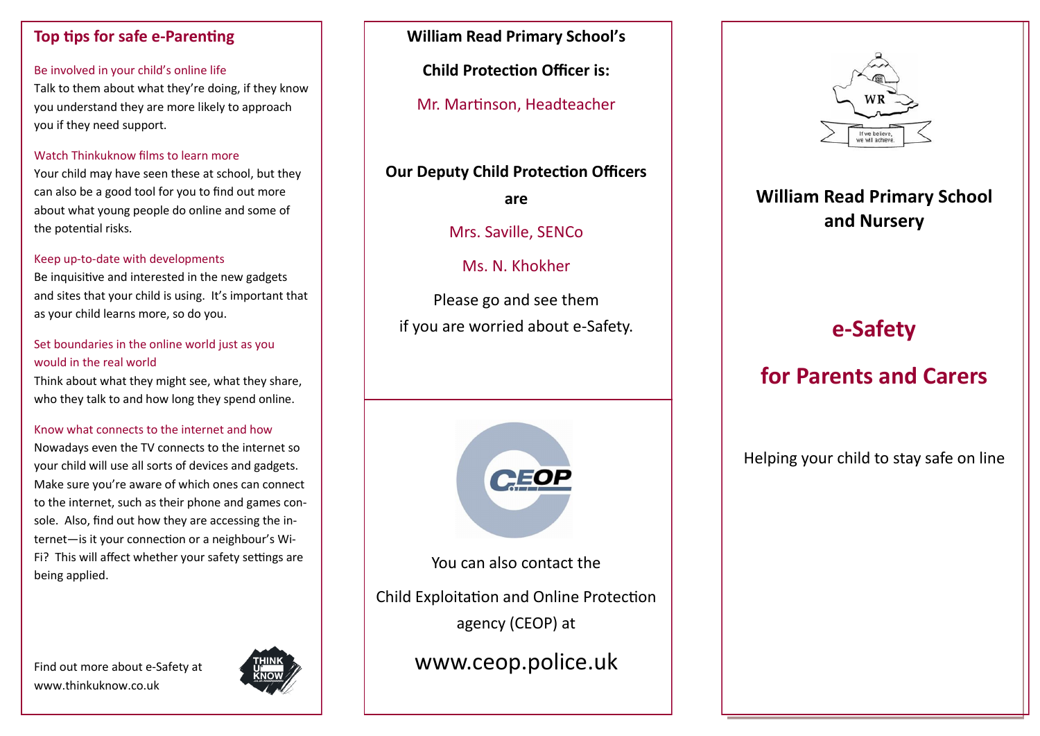## Top tips for safe e-Parenting

Be involved in your child's online life

Talk to them about what they're doing, if they know you understand they are more likely to approach you if they need support.

Watch Thinkuknow films to learn more

Your child may have seen these at school, but they can also be a good tool for you to find out more about what young people do online and some of the potential risks.

Keep up-to-date with developments

Be inquisitive and interested in the new gadgets and sites that your child is using. It's important that as your child learns more, so do you.

Set boundaries in the online world just as you would in the real world

Think about what they might see, what they share, who they talk to and how long they spend online.

Know what connects to the internet and how

Nowadays even the TV connects to the internet so your child will use all sorts of devices and gadgets. Make sure you're aware of which ones can connect to the internet, such as their phone and games console. Also, find out how they are accessing the internet—is it your connection or a neighbour's Wi-Fi? This will affect whether your safety settings are being applied.

Find out more about e-Safety at www.thinkuknow.co.uk

**William Read Primary School's**

**Child Protection Officer is:**

Mr. Martinson, Headteacher

**Our Deputy Child Protection Officers are**

Mrs. Saville, SENCo

Ms. N. Khokher

Please go and see them if you are worried about e-Safety.

You can also contact the

Child Exploitation and Online Protection agency (CEOP) at

www.ceop.police.uk

If we believe, we will achieve.

# William Read Primary School and Nursery

## e-Safety

## for Parents and Carers

Helping your child to stay safe on line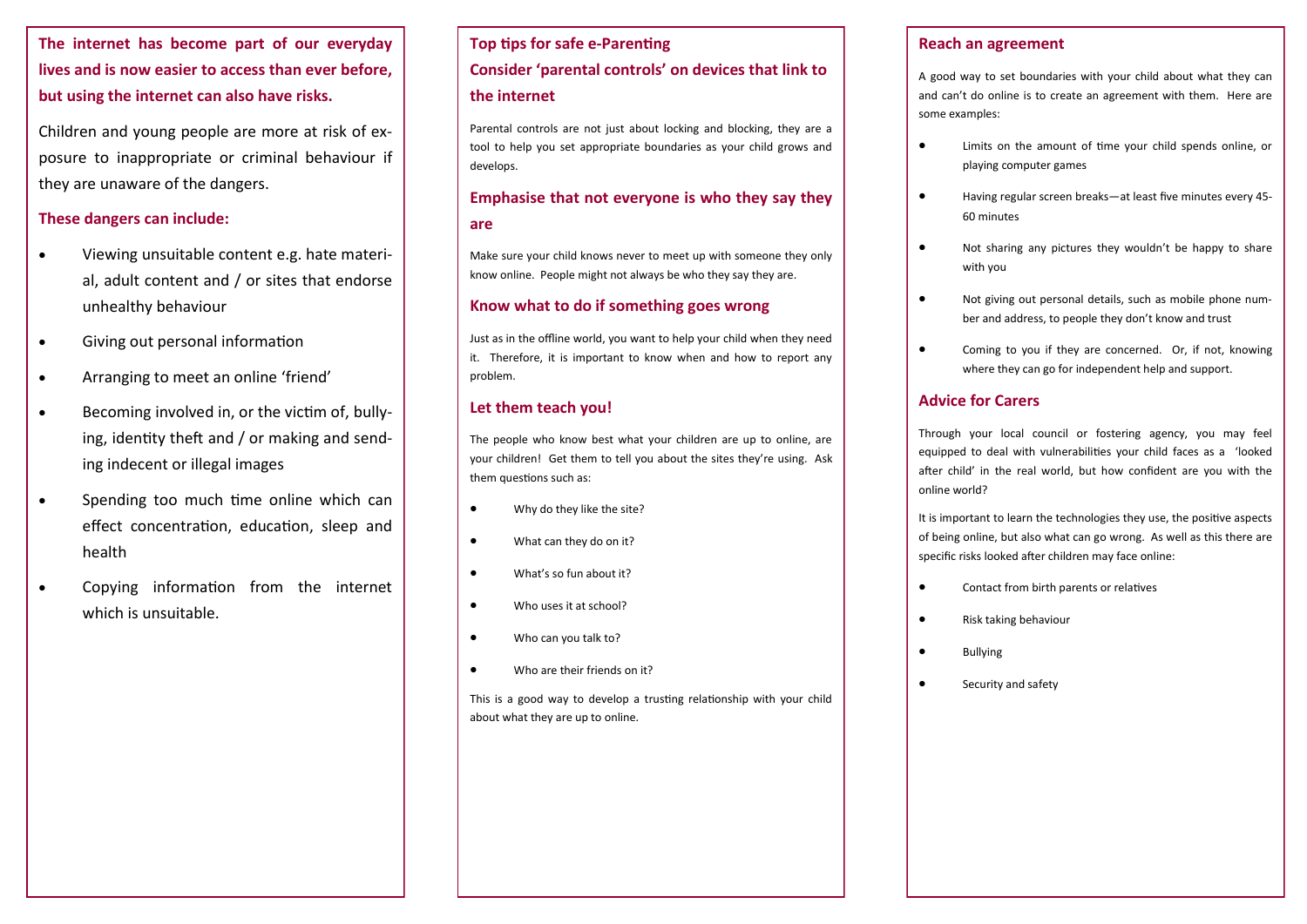**The internet has become part of our everyday lives and is now easier to access than ever before, but using the internet can also have risks.**

Children and young people are more at risk of exposure to inappropriate or criminal behaviour if they are unaware of the dangers.

## These dangers can include:

- Viewing unsuitable content e.g. hate material, adult content and / or sites that endorse unhealthy behaviour
- Giving out personal information
- Arranging to meet an online 'friend'
- Becoming involved in, or the victim of, bullying, identity theft and / or making and sending indecent or illegal images
- Spending too much time online which can effect concentration, education, sleep and health
- Copying information from the internet which is unsuitable.

## Top tips for safe e-Parenting

## Consider 'parental controls' on devices that link to the internet

Parental controls are not just about locking and blocking, they are a tool to help you set appropriate boundaries as your child grows and develops.

## Emphasise that not everyone is who they say they are

Make sure your child knows never to meet up with someone they only know online. People might not always be who they say they are.

## Know what to do if something goes wrong

Just as in the offline world, you want to help your child when they need it. Therefore, it is important to know when and how to report any problem.

## Let them teach you!

The people who know best what your children are up to online, are your children! Get them to tell you about the sites they're using. Ask them questions such as:

- Why do they like the site?
- What can they do on it?
- What's so fun about it?
- Who uses it at school?
- Who can you talk to?
- Who are their friends on it?

This is a good way to develop a trusting relationship with your child about what they are up to online.

## Reach an agreement

A good way to set boundaries with your child about what they can and can't do online is to create an agreement with them. Here are some examples:

- Limits on the amount of time your child spends online, or playing computer games
- Having regular screen breaks—at least five minutes every 45-60 minutes
- Not sharing any pictures they wouldn't be happy to share with you
- Not giving out personal details, such as mobile phone number and address, to people they don't know and trust
- Coming to you if they are concerned. Or, if not, knowing where they can go for independent help and support.

## Advice for Carers

Through your local council or fostering agency, you may feel equipped to deal with vulnerabilities your child faces as a 'looked after child' in the real world, but how confident are you with the online world?

It is important to learn the technologies they use, the positive aspects of being online, but also what can go wrong. As well as this there are specific risks looked after children may face online:

- Contact from birth parents or relatives
- Risk taking behaviour
- Bullying
- Security and safety